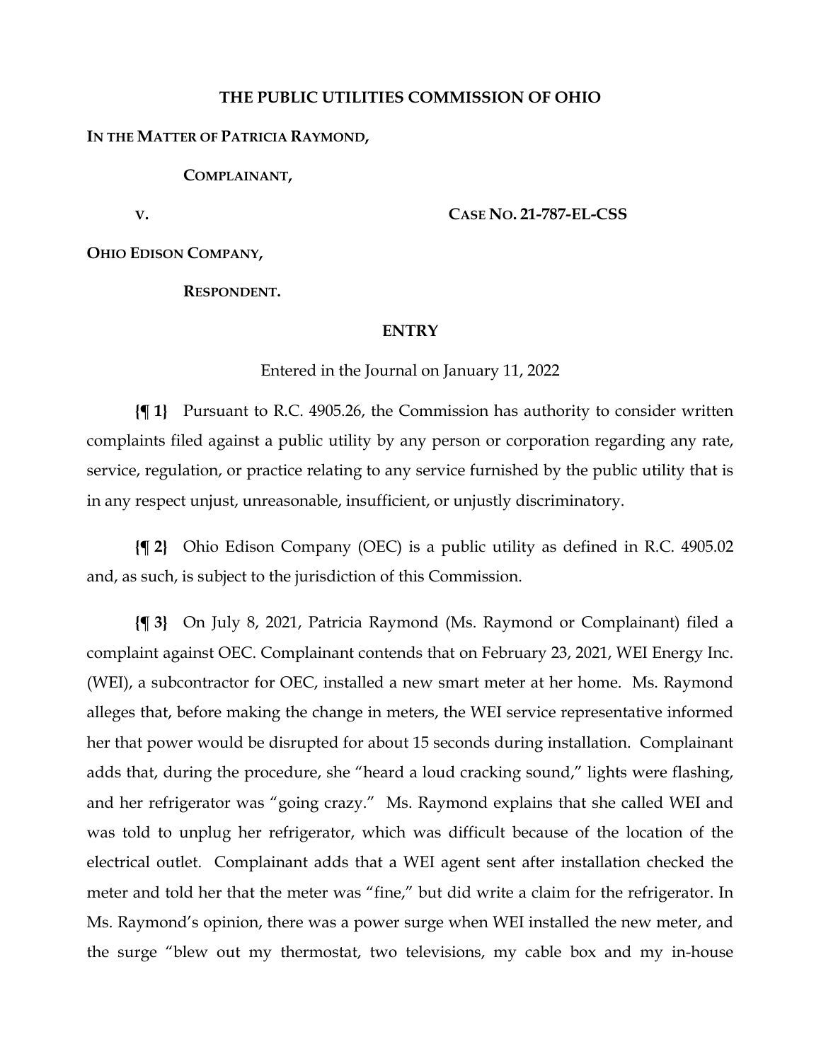# THE PUBLIC UTILITIES COMMISSION OF OHIO

**IN THE MATTER OF PATRICIA RAYMOND,**

**COMPLAINANT,**

**V.** **CASE NO. 21-787-EL-CSS**

**OHIO EDISON COMPANY,**

**RESPONDENT.**

## ENTRY

Entered in the Journal on January 11, 2022

**{¶ 1}** Pursuant to R.C. 4905.26, the Commission has authority to consider written complaints filed against a public utility by any person or corporation regarding any rate, service, regulation, or practice relating to any service furnished by the public utility that is in any respect unjust, unreasonable, insufficient, or unjustly discriminatory.

**{¶ 2}** Ohio Edison Company (OEC) is a public utility as defined in R.C. 4905.02 and, as such, is subject to the jurisdiction of this Commission.

**{¶ 3}** On July 8, 2021, Patricia Raymond (Ms. Raymond or Complainant) filed a complaint against OEC. Complainant contends that on February 23, 2021, WEI Energy Inc. (WEI), a subcontractor for OEC, installed a new smart meter at her home. Ms. Raymond alleges that, before making the change in meters, the WEI service representative informed her that power would be disrupted for about 15 seconds during installation. Complainant adds that, during the procedure, she "heard a loud cracking sound," lights were flashing, and her refrigerator was "going crazy." Ms. Raymond explains that she called WEI and was told to unplug her refrigerator, which was difficult because of the location of the electrical outlet. Complainant adds that a WEI agent sent after installation checked the meter and told her that the meter was "fine," but did write a claim for the refrigerator. In Ms. Raymond's opinion, there was a power surge when WEI installed the new meter, and the surge "blew out my thermostat, two televisions, my cable box and my in-house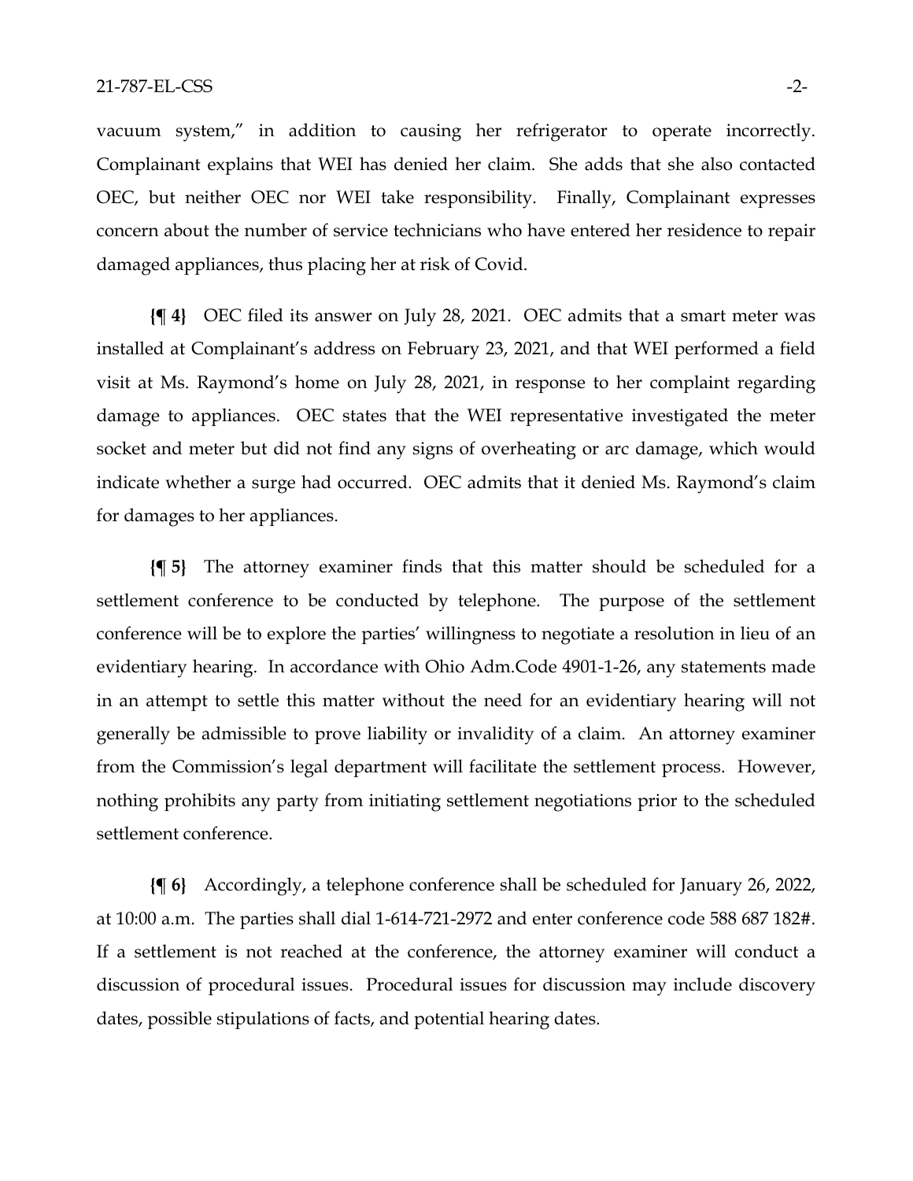vacuum system," in addition to causing her refrigerator to operate incorrectly. Complainant explains that WEI has denied her claim. She adds that she also contacted OEC, but neither OEC nor WEI take responsibility. Finally, Complainant expresses concern about the number of service technicians who have entered her residence to repair damaged appliances, thus placing her at risk of Covid.

**{¶ 4}** OEC filed its answer on July 28, 2021. OEC admits that a smart meter was installed at Complainant's address on February 23, 2021, and that WEI performed a field visit at Ms. Raymond's home on July 28, 2021, in response to her complaint regarding damage to appliances. OEC states that the WEI representative investigated the meter socket and meter but did not find any signs of overheating or arc damage, which would indicate whether a surge had occurred. OEC admits that it denied Ms. Raymond's claim for damages to her appliances.

**{¶ 5}** The attorney examiner finds that this matter should be scheduled for a settlement conference to be conducted by telephone. The purpose of the settlement conference will be to explore the parties' willingness to negotiate a resolution in lieu of an evidentiary hearing. In accordance with Ohio Adm.Code 4901-1-26, any statements made in an attempt to settle this matter without the need for an evidentiary hearing will not generally be admissible to prove liability or invalidity of a claim. An attorney examiner from the Commission's legal department will facilitate the settlement process. However, nothing prohibits any party from initiating settlement negotiations prior to the scheduled settlement conference.

**{¶ 6}** Accordingly, a telephone conference shall be scheduled for January 26, 2022, at 10:00 a.m. The parties shall dial 1-614-721-2972 and enter conference code 588 687 182#. If a settlement is not reached at the conference, the attorney examiner will conduct a discussion of procedural issues. Procedural issues for discussion may include discovery dates, possible stipulations of facts, and potential hearing dates.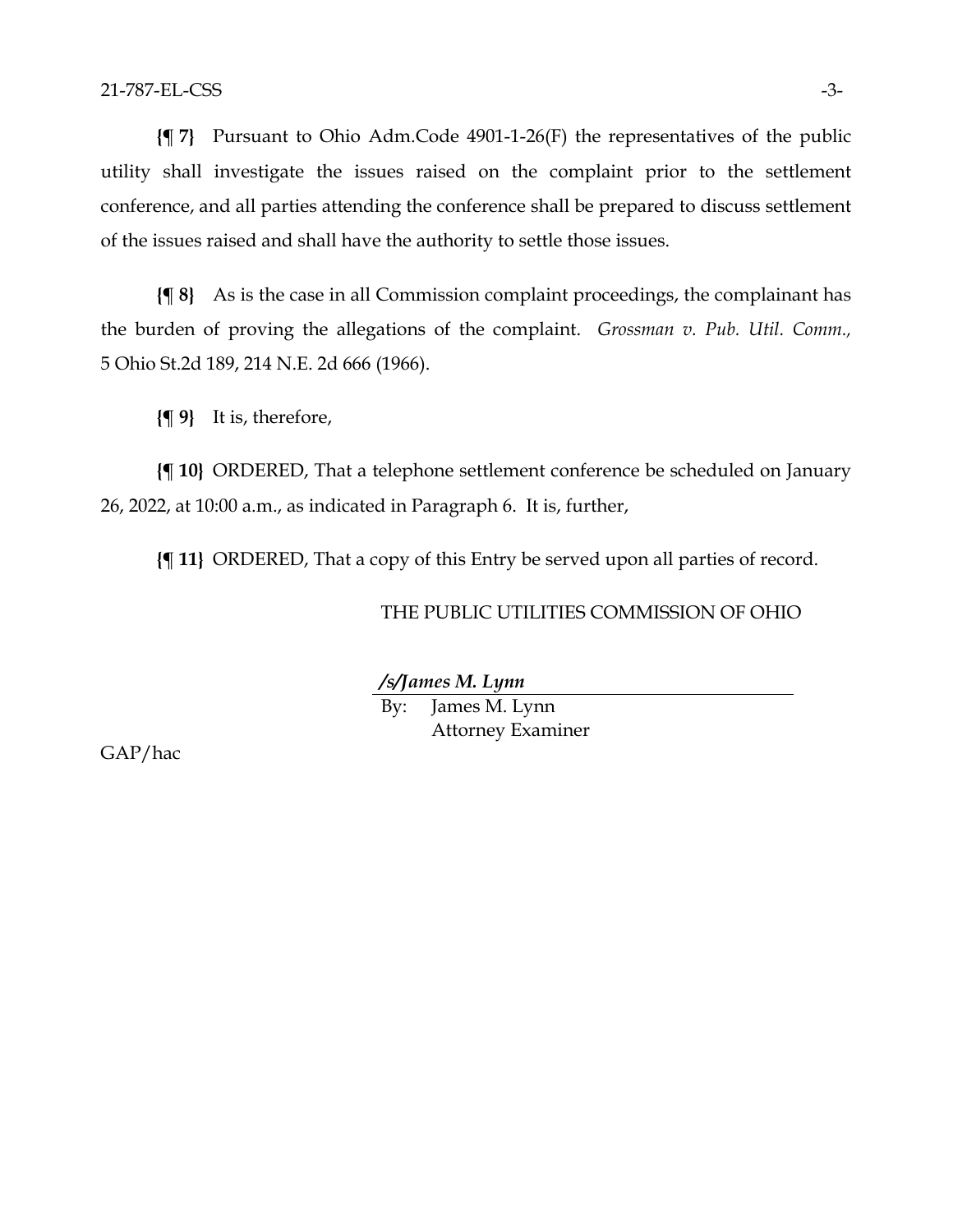**{¶ 7}** Pursuant to Ohio Adm.Code 4901-1-26(F) the representatives of the public utility shall investigate the issues raised on the complaint prior to the settlement conference, and all parties attending the conference shall be prepared to discuss settlement of the issues raised and shall have the authority to settle those issues.

**{¶ 8}** As is the case in all Commission complaint proceedings, the complainant has the burden of proving the allegations of the complaint. *Grossman v. Pub. Util. Comm.*, 5 Ohio St.2d 189, 214 N.E. 2d 666 (1966).

**{¶ 9}** It is, therefore,

**{¶ 10}** ORDERED, That a telephone settlement conference be scheduled on January 26, 2022, at 10:00 a.m., as indicated in Paragraph 6. It is, further,

**{¶ 11}** ORDERED, That a copy of this Entry be served upon all parties of record.

THE PUBLIC UTILITIES COMMISSION OF OHIO

***/s/James M. Lynn***

By: James M. Lynn
Attorney Examiner

GAP/hac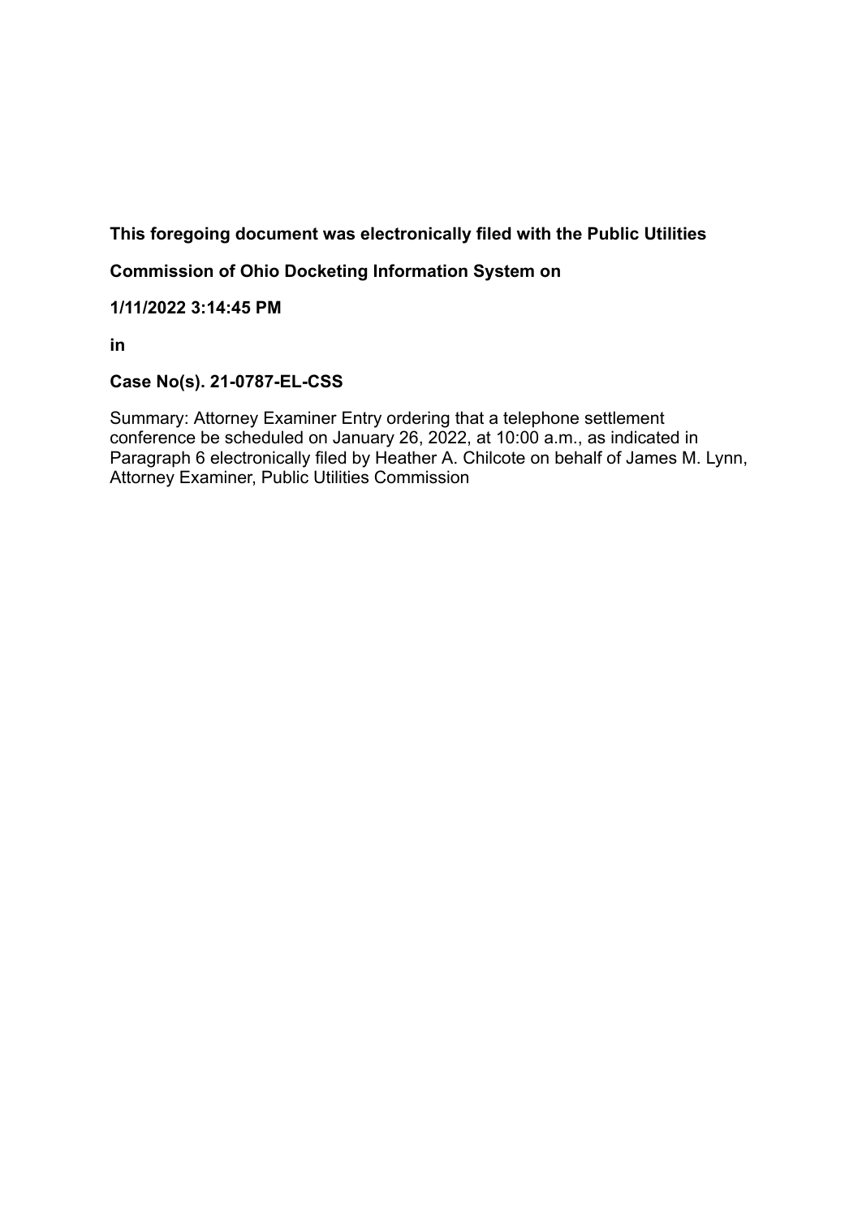**This foregoing document was electronically filed with the Public Utilities**

**Commission of Ohio Docketing Information System on**

**1/11/2022 3:14:45 PM**

**in**

**Case No(s). 21-0787-EL-CSS**

Summary: Attorney Examiner Entry ordering that a telephone settlement conference be scheduled on January 26, 2022, at 10:00 a.m., as indicated in Paragraph 6 electronically filed by Heather A. Chilcote on behalf of James M. Lynn, Attorney Examiner, Public Utilities Commission